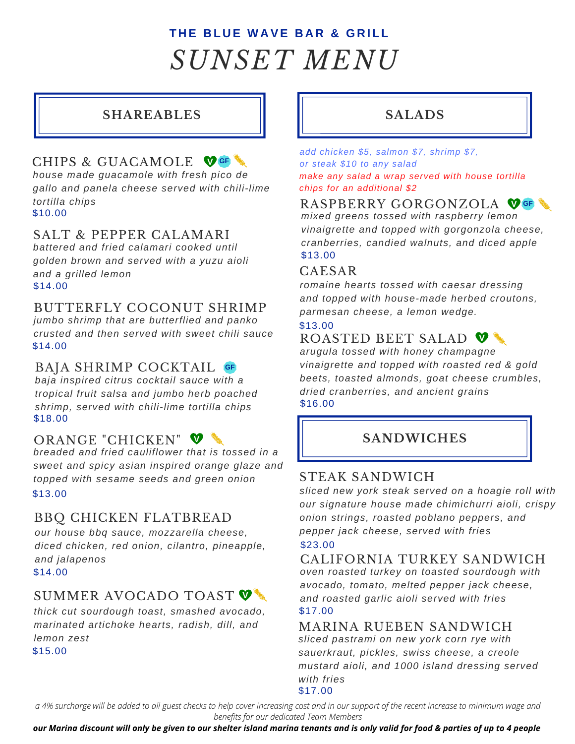**THE BLUE WAVE BAR & GRILL**

# *SUNSET MENU*

## SHAREABLES

### CHIPS & GUACAMOLE V GF

*house made guacamole with fresh pico de gallo and panela cheese served with chili-lime tortilla chips*

$10.00

### SALT & PEPPER CALAMARI

*battered and fried calamari cooked until golden brown and served with a yuzu aioli and a grilled lemon*

$14.00

### BUTTERFLY COCONUT SHRIMP

*jumbo shrimp that are butterflied and panko crusted and then served with sweet chili sauce*

$14.00

### BAJA SHRIMP COCKTAIL GF

*baja inspired citrus cocktail sauce with a tropical fruit salsa and jumbo herb poached shrimp, served with chili-lime tortilla chips*

$18.00

### ORANGE "CHICKEN" V

*breaded and fried cauliflower that is tossed in a sweet and spicy asian inspired orange glaze and topped with sesame seeds and green onion*

$13.00

### BBQ CHICKEN FLATBREAD

*our house bbq sauce, mozzarella cheese, diced chicken, red onion, cilantro, pineapple, and jalapenos*

$14.00

### SUMMER AVOCADO TOAST V

*thick cut sourdough toast, smashed avocado, marinated artichoke hearts, radish, dill, and lemon zest*

$15.00

## SALADS

*add chicken $5, salmon $7, shrimp $7, or steak $10 to any salad*

*make any salad a wrap served with house tortilla chips for an additional $2*

### RASPBERRY GORGONZOLA V GF

*mixed greens tossed with raspberry lemon vinaigrette and topped with gorgonzola cheese, cranberries, candied walnuts, and diced apple*

$13.00

### CAESAR

*romaine hearts tossed with caesar dressing and topped with house-made herbed croutons, parmesan cheese, a lemon wedge.*

$13.00

### ROASTED BEET SALAD V

*arugula tossed with honey champagne vinaigrette and topped with roasted red & gold beets, toasted almonds, goat cheese crumbles, dried cranberries, and ancient grains*

$16.00

## SANDWICHES

### STEAK SANDWICH

*sliced new york steak served on a hoagie roll with our signature house made chimichurri aioli, crispy onion strings, roasted poblano peppers, and pepper jack cheese, served with fries*

$23.00

### CALIFORNIA TURKEY SANDWICH

*oven roasted turkey on toasted sourdough with avocado, tomato, melted pepper jack cheese, and roasted garlic aioli served with fries*

$17.00

### MARINA RUEBEN SANDWICH

*sliced pastrami on new york corn rye with sauerkraut, pickles, swiss cheese, a creole mustard aioli, and 1000 island dressing served with fries*

$17.00

*a 4% surcharge will be added to all guest checks to help cover increasing cost and in our support of the recent increase to minimum wage and benefits for our dedicated Team Members*

***our Marina discount will only be given to our shelter island marina tenants and is only valid for food & parties of up to 4 people***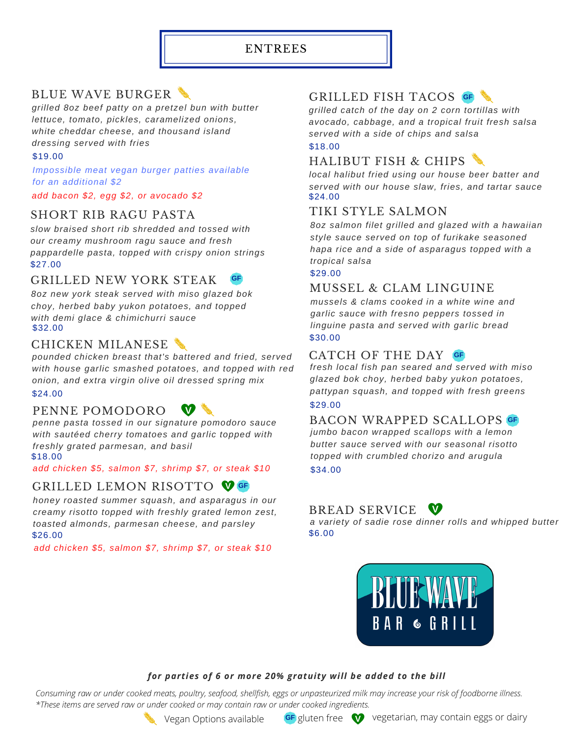# ENTREES

## BLUE WAVE BURGER 🌾

*grilled 8oz beef patty on a pretzel bun with butter lettuce, tomato, pickles, caramelized onions, white cheddar cheese, and thousand island dressing served with fries*

$19.00

*Impossible meat vegan burger patties available for an additional $2*

*add bacon $2, egg $2, or avocado $2*

## SHORT RIB RAGU PASTA

*slow braised short rib shredded and tossed with our creamy mushroom ragu sauce and fresh pappardelle pasta, topped with crispy onion strings*

$27.00

## GRILLED NEW YORK STEAK GF

*8oz new york steak served with miso glazed bok choy, herbed baby yukon potatoes, and topped with demi glace & chimichurri sauce*

$32.00

## CHICKEN MILANESE 🌾

*pounded chicken breast that's battered and fried, served with house garlic smashed potatoes, and topped with red onion, and extra virgin olive oil dressed spring mix*

$24.00

## PENNE POMODORO V 🌾

*penne pasta tossed in our signature pomodoro sauce with sautéed cherry tomatoes and garlic topped with freshly grated parmesan, and basil*

$18.00

*add chicken $5, salmon $7, shrimp $7, or steak $10*

## GRILLED LEMON RISOTTO V GF

*honey roasted summer squash, and asparagus in our creamy risotto topped with freshly grated lemon zest, toasted almonds, parmesan cheese, and parsley*

$26.00

*add chicken $5, salmon $7, shrimp $7, or steak $10*

## GRILLED FISH TACOS GF 🌾

*grilled catch of the day on 2 corn tortillas with avocado, cabbage, and a tropical fruit fresh salsa served with a side of chips and salsa*

$18.00

## HALIBUT FISH & CHIPS 🌾

*local halibut fried using our house beer batter and served with our house slaw, fries, and tartar sauce*

$24.00

## TIKI STYLE SALMON

*8oz salmon filet grilled and glazed with a hawaiian style sauce served on top of furikake seasoned hapa rice and a side of asparagus topped with a tropical salsa*

$29.00

## MUSSEL & CLAM LINGUINE

*mussels & clams cooked in a white wine and garlic sauce with fresno peppers tossed in linguine pasta and served with garlic bread*

$30.00

## CATCH OF THE DAY GF

*fresh local fish pan seared and served with miso glazed bok choy, herbed baby yukon potatoes, pattypan squash, and topped with fresh greens*

$29.00

## BACON WRAPPED SCALLOPS GF

*jumbo bacon wrapped scallops with a lemon butter sauce served with our seasonal risotto topped with crumbled chorizo and arugula*

$34.00

## BREAD SERVICE V

*a variety of sadie rose dinner rolls and whipped butter*

$6.00

BLUE WAVE BAR & GRILL

***for parties of 6 or more 20% gratuity will be added to the bill***

*Consuming raw or under cooked meats, poultry, seafood, shellfish, eggs or unpasteurized milk may increase your risk of foodborne illness.*
*\*These items are served raw or under cooked or may contain raw or under cooked ingredients.*

🌾 Vegan Options available GF gluten free V vegetarian, may contain eggs or dairy